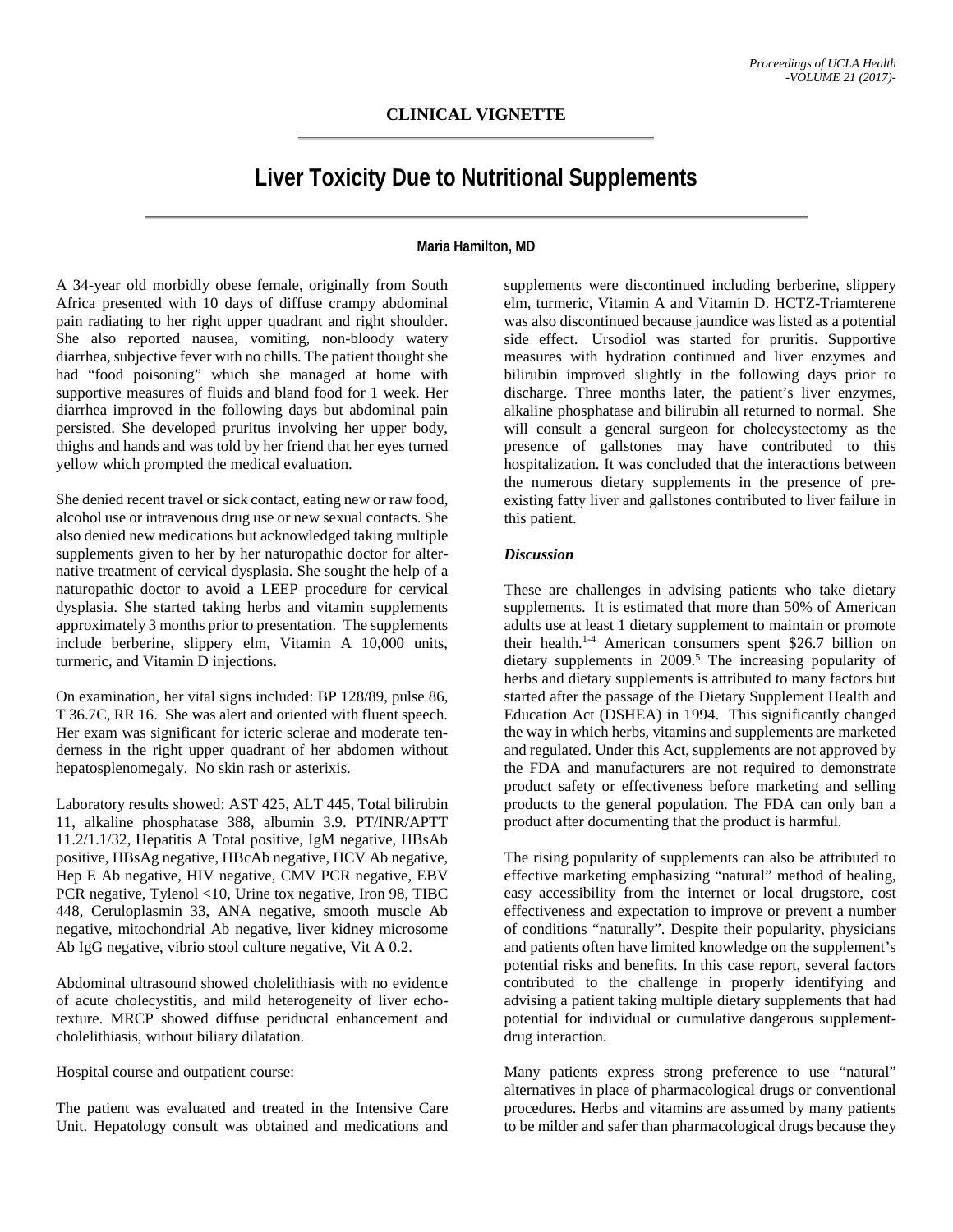**CLINICAL VIGNETTE**

# Liver Toxicity Due to Nutritional Supplements

**Maria Hamilton, MD**

A 34-year old morbidly obese female, originally from South Africa presented with 10 days of diffuse crampy abdominal pain radiating to her right upper quadrant and right shoulder. She also reported nausea, vomiting, non-bloody watery diarrhea, subjective fever with no chills. The patient thought she had "food poisoning" which she managed at home with supportive measures of fluids and bland food for 1 week. Her diarrhea improved in the following days but abdominal pain persisted. She developed pruritus involving her upper body, thighs and hands and was told by her friend that her eyes turned yellow which prompted the medical evaluation.

She denied recent travel or sick contact, eating new or raw food, alcohol use or intravenous drug use or new sexual contacts. She also denied new medications but acknowledged taking multiple supplements given to her by her naturopathic doctor for alternative treatment of cervical dysplasia. She sought the help of a naturopathic doctor to avoid a LEEP procedure for cervical dysplasia. She started taking herbs and vitamin supplements approximately 3 months prior to presentation. The supplements include berberine, slippery elm, Vitamin A 10,000 units, turmeric, and Vitamin D injections.

On examination, her vital signs included: BP 128/89, pulse 86, T 36.7C, RR 16. She was alert and oriented with fluent speech. Her exam was significant for icteric sclerae and moderate tenderness in the right upper quadrant of her abdomen without hepatosplenomegaly. No skin rash or asterixis.

Laboratory results showed: AST 425, ALT 445, Total bilirubin 11, alkaline phosphatase 388, albumin 3.9. PT/INR/APTT 11.2/1.1/32, Hepatitis A Total positive, IgM negative, HBsAb positive, HBsAg negative, HBcAb negative, HCV Ab negative, Hep E Ab negative, HIV negative, CMV PCR negative, EBV PCR negative, Tylenol <10, Urine tox negative, Iron 98, TIBC 448, Ceruloplasmin 33, ANA negative, smooth muscle Ab negative, mitochondrial Ab negative, liver kidney microsome Ab IgG negative, vibrio stool culture negative, Vit A 0.2.

Abdominal ultrasound showed cholelithiasis with no evidence of acute cholecystitis, and mild heterogeneity of liver echotexture. MRCP showed diffuse periductal enhancement and cholelithiasis, without biliary dilatation.

Hospital course and outpatient course:

The patient was evaluated and treated in the Intensive Care Unit. Hepatology consult was obtained and medications and supplements were discontinued including berberine, slippery elm, turmeric, Vitamin A and Vitamin D. HCTZ-Triamterene was also discontinued because jaundice was listed as a potential side effect. Ursodiol was started for pruritis. Supportive measures with hydration continued and liver enzymes and bilirubin improved slightly in the following days prior to discharge. Three months later, the patient's liver enzymes, alkaline phosphatase and bilirubin all returned to normal. She will consult a general surgeon for cholecystectomy as the presence of gallstones may have contributed to this hospitalization. It was concluded that the interactions between the numerous dietary supplements in the presence of pre-existing fatty liver and gallstones contributed to liver failure in this patient.

### *Discussion*

These are challenges in advising patients who take dietary supplements. It is estimated that more than 50% of American adults use at least 1 dietary supplement to maintain or promote their health.[1-4] American consumers spent $26.7 billion on dietary supplements in 2009.[5] The increasing popularity of herbs and dietary supplements is attributed to many factors but started after the passage of the Dietary Supplement Health and Education Act (DSHEA) in 1994. This significantly changed the way in which herbs, vitamins and supplements are marketed and regulated. Under this Act, supplements are not approved by the FDA and manufacturers are not required to demonstrate product safety or effectiveness before marketing and selling products to the general population. The FDA can only ban a product after documenting that the product is harmful.

The rising popularity of supplements can also be attributed to effective marketing emphasizing "natural" method of healing, easy accessibility from the internet or local drugstore, cost effectiveness and expectation to improve or prevent a number of conditions "naturally". Despite their popularity, physicians and patients often have limited knowledge on the supplement's potential risks and benefits. In this case report, several factors contributed to the challenge in properly identifying and advising a patient taking multiple dietary supplements that had potential for individual or cumulative dangerous supplement-drug interaction.

Many patients express strong preference to use "natural" alternatives in place of pharmacological drugs or conventional procedures. Herbs and vitamins are assumed by many patients to be milder and safer than pharmacological drugs because they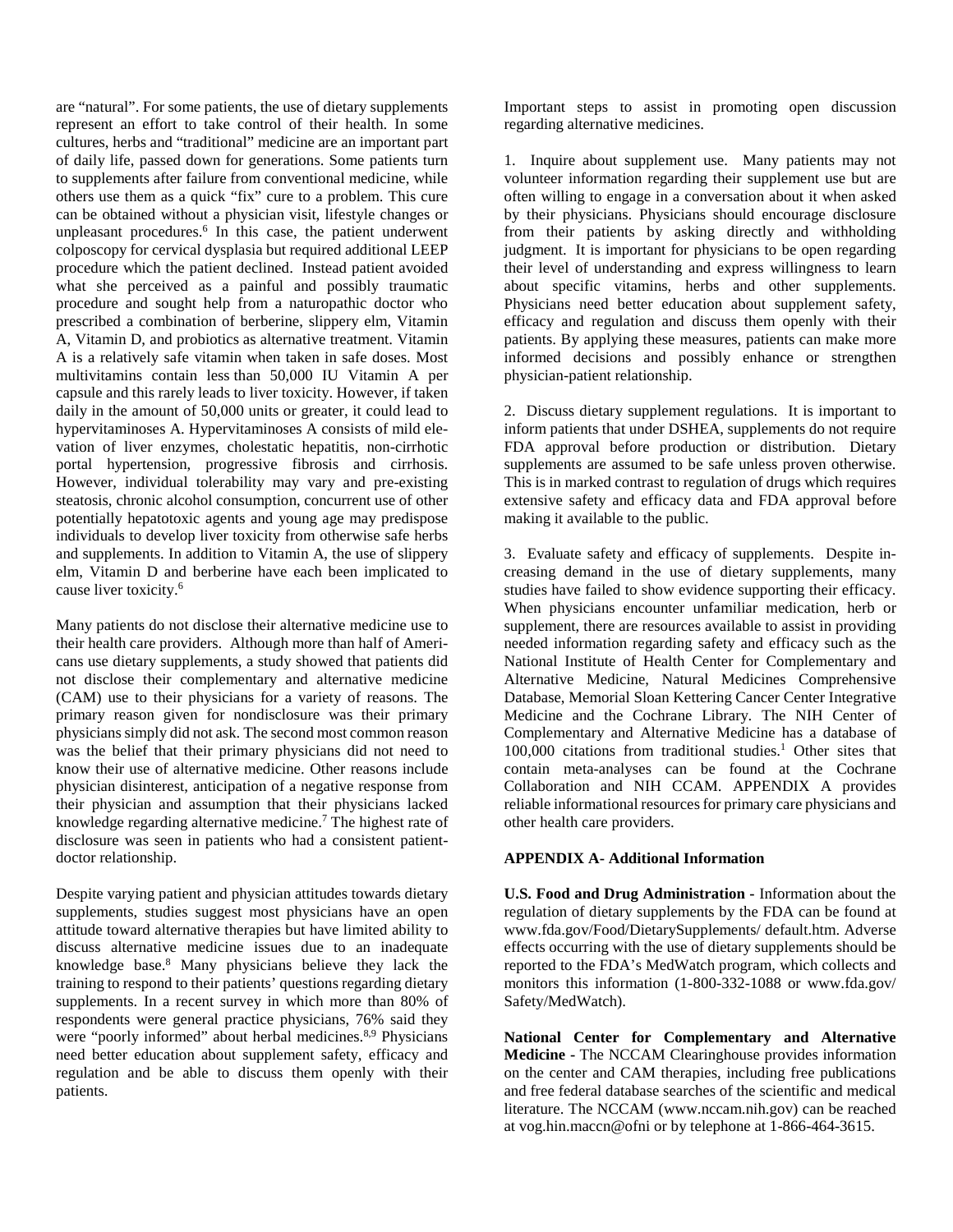are "natural". For some patients, the use of dietary supplements represent an effort to take control of their health. In some cultures, herbs and "traditional" medicine are an important part of daily life, passed down for generations. Some patients turn to supplements after failure from conventional medicine, while others use them as a quick "fix" cure to a problem. This cure can be obtained without a physician visit, lifestyle changes or unpleasant procedures.[6] In this case, the patient underwent colposcopy for cervical dysplasia but required additional LEEP procedure which the patient declined. Instead patient avoided what she perceived as a painful and possibly traumatic procedure and sought help from a naturopathic doctor who prescribed a combination of berberine, slippery elm, Vitamin A, Vitamin D, and probiotics as alternative treatment. Vitamin A is a relatively safe vitamin when taken in safe doses. Most multivitamins contain less than 50,000 IU Vitamin A per capsule and this rarely leads to liver toxicity. However, if taken daily in the amount of 50,000 units or greater, it could lead to hypervitaminoses A. Hypervitaminoses A consists of mild elevation of liver enzymes, cholestatic hepatitis, non-cirrhotic portal hypertension, progressive fibrosis and cirrhosis. However, individual tolerability may vary and pre-existing steatosis, chronic alcohol consumption, concurrent use of other potentially hepatotoxic agents and young age may predispose individuals to develop liver toxicity from otherwise safe herbs and supplements. In addition to Vitamin A, the use of slippery elm, Vitamin D and berberine have each been implicated to cause liver toxicity.[6]

Many patients do not disclose their alternative medicine use to their health care providers. Although more than half of Americans use dietary supplements, a study showed that patients did not disclose their complementary and alternative medicine (CAM) use to their physicians for a variety of reasons. The primary reason given for nondisclosure was their primary physicians simply did not ask. The second most common reason was the belief that their primary physicians did not need to know their use of alternative medicine. Other reasons include physician disinterest, anticipation of a negative response from their physician and assumption that their physicians lacked knowledge regarding alternative medicine.[7] The highest rate of disclosure was seen in patients who had a consistent patient-doctor relationship.

Despite varying patient and physician attitudes towards dietary supplements, studies suggest most physicians have an open attitude toward alternative therapies but have limited ability to discuss alternative medicine issues due to an inadequate knowledge base.[8] Many physicians believe they lack the training to respond to their patients' questions regarding dietary supplements. In a recent survey in which more than 80% of respondents were general practice physicians, 76% said they were "poorly informed" about herbal medicines.[8,9] Physicians need better education about supplement safety, efficacy and regulation and be able to discuss them openly with their patients.

Important steps to assist in promoting open discussion regarding alternative medicines.

1. Inquire about supplement use. Many patients may not volunteer information regarding their supplement use but are often willing to engage in a conversation about it when asked by their physicians. Physicians should encourage disclosure from their patients by asking directly and withholding judgment. It is important for physicians to be open regarding their level of understanding and express willingness to learn about specific vitamins, herbs and other supplements. Physicians need better education about supplement safety, efficacy and regulation and discuss them openly with their patients. By applying these measures, patients can make more informed decisions and possibly enhance or strengthen physician-patient relationship.

2. Discuss dietary supplement regulations. It is important to inform patients that under DSHEA, supplements do not require FDA approval before production or distribution. Dietary supplements are assumed to be safe unless proven otherwise. This is in marked contrast to regulation of drugs which requires extensive safety and efficacy data and FDA approval before making it available to the public.

3. Evaluate safety and efficacy of supplements. Despite increasing demand in the use of dietary supplements, many studies have failed to show evidence supporting their efficacy. When physicians encounter unfamiliar medication, herb or supplement, there are resources available to assist in providing needed information regarding safety and efficacy such as the National Institute of Health Center for Complementary and Alternative Medicine, Natural Medicines Comprehensive Database, Memorial Sloan Kettering Cancer Center Integrative Medicine and the Cochrane Library. The NIH Center of Complementary and Alternative Medicine has a database of 100,000 citations from traditional studies.[1] Other sites that contain meta-analyses can be found at the Cochrane Collaboration and NIH CCAM. APPENDIX A provides reliable informational resources for primary care physicians and other health care providers.

**APPENDIX A- Additional Information**

**U.S. Food and Drug Administration -** Information about the regulation of dietary supplements by the FDA can be found at www.fda.gov/Food/DietarySupplements/ default.htm. Adverse effects occurring with the use of dietary supplements should be reported to the FDA's MedWatch program, which collects and monitors this information (1-800-332-1088 or www.fda.gov/Safety/MedWatch).

**National Center for Complementary and Alternative Medicine -** The NCCAM Clearinghouse provides information on the center and CAM therapies, including free publications and free federal database searches of the scientific and medical literature. The NCCAM (www.nccam.nih.gov) can be reached at vog.hin.maccn@ofni or by telephone at 1-866-464-3615.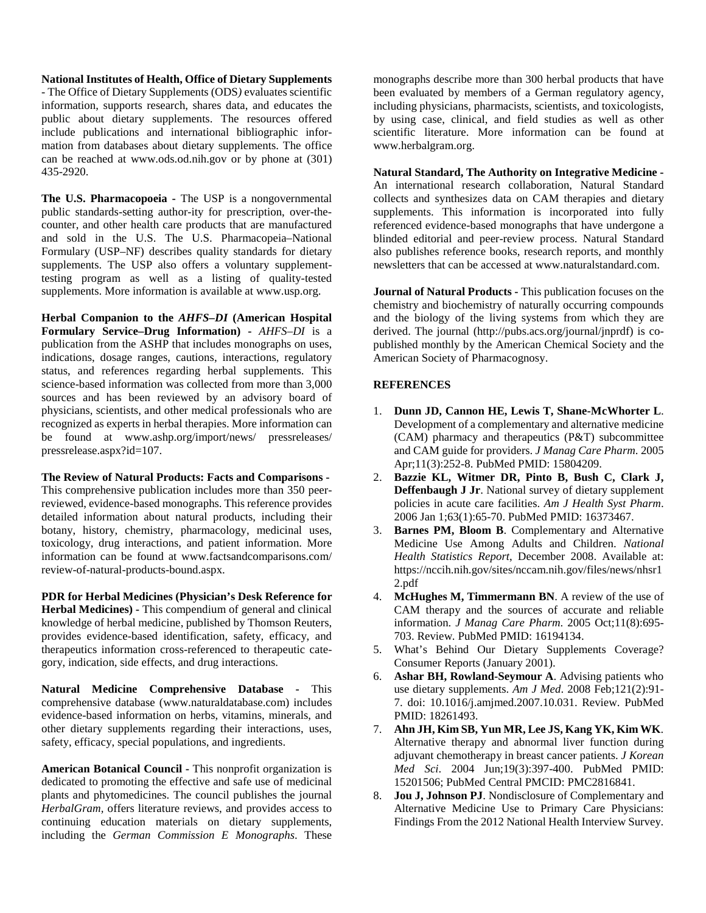**National Institutes of Health, Office of Dietary Supplements** - The Office of Dietary Supplements (ODS*)* evaluates scientific information, supports research, shares data, and educates the public about dietary supplements. The resources offered include publications and international bibliographic information from databases about dietary supplements. The office can be reached at www.ods.od.nih.gov or by phone at (301) 435-2920.

**The U.S. Pharmacopoeia -** The USP is a nongovernmental public standards-setting author-ity for prescription, over-the-counter, and other health care products that are manufactured and sold in the U.S. The U.S. Pharmacopeia–National Formulary (USP–NF) describes quality standards for dietary supplements. The USP also offers a voluntary supplement-testing program as well as a listing of quality-tested supplements. More information is available at www.usp.org.

**Herbal Companion to the *AHFS–DI* (American Hospital Formulary Service–Drug Information)** - *AHFS–DI* is a publication from the ASHP that includes monographs on uses, indications, dosage ranges, cautions, interactions, regulatory status, and references regarding herbal supplements. This science-based information was collected from more than 3,000 sources and has been reviewed by an advisory board of physicians, scientists, and other medical professionals who are recognized as experts in herbal therapies. More information can be found at www.ashp.org/import/news/ pressreleases/ pressrelease.aspx?id=107.

**The Review of Natural Products: Facts and Comparisons -** This comprehensive publication includes more than 350 peer-reviewed, evidence-based monographs. This reference provides detailed information about natural products, including their botany, history, chemistry, pharmacology, medicinal uses, toxicology, drug interactions, and patient information. More information can be found at www.factsandcomparisons.com/ review-of-natural-products-bound.aspx.

**PDR for Herbal Medicines (Physician's Desk Reference for Herbal Medicines)** - This compendium of general and clinical knowledge of herbal medicine, published by Thomson Reuters, provides evidence-based identification, safety, efficacy, and therapeutics information cross-referenced to therapeutic category, indication, side effects, and drug interactions.

**Natural Medicine Comprehensive Database -** This comprehensive database (www.naturaldatabase.com) includes evidence-based information on herbs, vitamins, minerals, and other dietary supplements regarding their interactions, uses, safety, efficacy, special populations, and ingredients.

**American Botanical Council** - This nonprofit organization is dedicated to promoting the effective and safe use of medicinal plants and phytomedicines. The council publishes the journal *HerbalGram,* offers literature reviews, and provides access to continuing education materials on dietary supplements, including the *German Commission E Monographs*. These monographs describe more than 300 herbal products that have been evaluated by members of a German regulatory agency, including physicians, pharmacists, scientists, and toxicologists, by using case, clinical, and field studies as well as other scientific literature. More information can be found at www.herbalgram.org.

**Natural Standard, The Authority on Integrative Medicine -** An international research collaboration, Natural Standard collects and synthesizes data on CAM therapies and dietary supplements. This information is incorporated into fully referenced evidence-based monographs that have undergone a blinded editorial and peer-review process. Natural Standard also publishes reference books, research reports, and monthly newsletters that can be accessed at www.naturalstandard.com.

**Journal of Natural Products -** This publication focuses on the chemistry and biochemistry of naturally occurring compounds and the biology of the living systems from which they are derived. The journal (http://pubs.acs.org/journal/jnprdf) is co-published monthly by the American Chemical Society and the American Society of Pharmacognosy.

## REFERENCES

1. **Dunn JD, Cannon HE, Lewis T, Shane-McWhorter L**. Development of a complementary and alternative medicine (CAM) pharmacy and therapeutics (P&T) subcommittee and CAM guide for providers. *J Manag Care Pharm*. 2005 Apr;11(3):252-8. PubMed PMID: 15804209.
2. **Bazzie KL, Witmer DR, Pinto B, Bush C, Clark J, Deffenbaugh J Jr**. National survey of dietary supplement policies in acute care facilities. *Am J Health Syst Pharm*. 2006 Jan 1;63(1):65-70. PubMed PMID: 16373467.
3. **Barnes PM, Bloom B**. Complementary and Alternative Medicine Use Among Adults and Children. *National Health Statistics Report*, December 2008. Available at: https://nccih.nih.gov/sites/nccam.nih.gov/files/news/nhsr12.pdf
4. **McHughes M, Timmermann BN**. A review of the use of CAM therapy and the sources of accurate and reliable information. *J Manag Care Pharm*. 2005 Oct;11(8):695-703. Review. PubMed PMID: 16194134.
5. What's Behind Our Dietary Supplements Coverage? Consumer Reports (January 2001).
6. **Ashar BH, Rowland-Seymour A**. Advising patients who use dietary supplements. *Am J Med*. 2008 Feb;121(2):91-7. doi: 10.1016/j.amjmed.2007.10.031. Review. PubMed PMID: 18261493.
7. **Ahn JH, Kim SB, Yun MR, Lee JS, Kang YK, Kim WK**. Alternative therapy and abnormal liver function during adjuvant chemotherapy in breast cancer patients. *J Korean Med Sci*. 2004 Jun;19(3):397-400. PubMed PMID: 15201506; PubMed Central PMCID: PMC2816841.
8. **Jou J, Johnson PJ**. Nondisclosure of Complementary and Alternative Medicine Use to Primary Care Physicians: Findings From the 2012 National Health Interview Survey.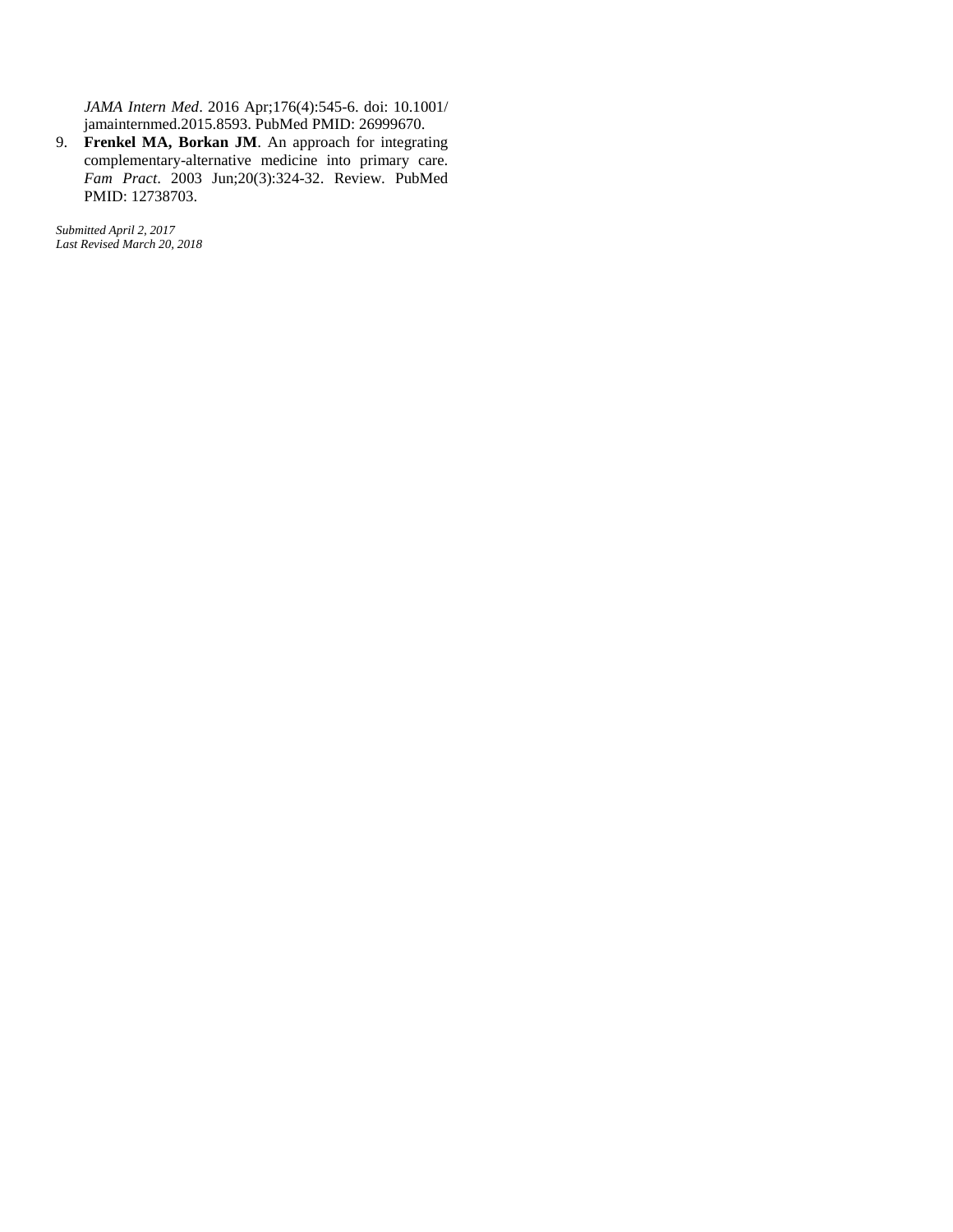*JAMA Intern Med*. 2016 Apr;176(4):545-6. doi: 10.1001/jamainternmed.2015.8593. PubMed PMID: 26999670.

9. **Frenkel MA, Borkan JM**. An approach for integrating complementary-alternative medicine into primary care. *Fam Pract*. 2003 Jun;20(3):324-32. Review. PubMed PMID: 12738703.

*Submitted April 2, 2017*
*Last Revised March 20, 2018*